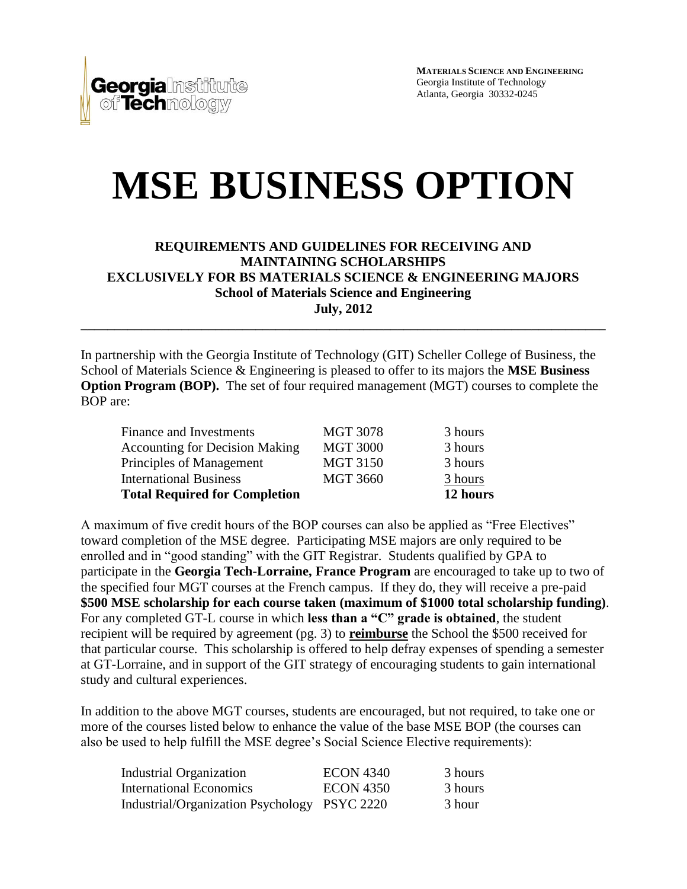**MATERIALS SCIENCE AND ENGINEERING**
Georgia Institute of Technology
Atlanta, Georgia 30332-0245

# MSE BUSINESS OPTION

**REQUIREMENTS AND GUIDELINES FOR RECEIVING AND MAINTAINING SCHOLARSHIPS**
**EXCLUSIVELY FOR BS MATERIALS SCIENCE & ENGINEERING MAJORS**
**School of Materials Science and Engineering**
**July, 2012**

---

In partnership with the Georgia Institute of Technology (GIT) Scheller College of Business, the School of Materials Science & Engineering is pleased to offer to its majors the **MSE Business Option Program (BOP).** The set of four required management (MGT) courses to complete the BOP are:

| Course | Number | Hours |
|---|---|---|
| Finance and Investments | MGT 3078 | 3 hours |
| Accounting for Decision Making | MGT 3000 | 3 hours |
| Principles of Management | MGT 3150 | 3 hours |
| International Business | MGT 3660 | 3 hours |
| **Total Required for Completion** | | **12 hours** |

A maximum of five credit hours of the BOP courses can also be applied as "Free Electives" toward completion of the MSE degree. Participating MSE majors are only required to be enrolled and in "good standing" with the GIT Registrar. Students qualified by GPA to participate in the **Georgia Tech-Lorraine, France Program** are encouraged to take up to two of the specified four MGT courses at the French campus. If they do, they will receive a pre-paid **$500 MSE scholarship for each course taken (maximum of $1000 total scholarship funding)**. For any completed GT-L course in which **less than a "C" grade is obtained**, the student recipient will be required by agreement (pg. 3) to **reimburse** the School the $500 received for that particular course. This scholarship is offered to help defray expenses of spending a semester at GT-Lorraine, and in support of the GIT strategy of encouraging students to gain international study and cultural experiences.

In addition to the above MGT courses, students are encouraged, but not required, to take one or more of the courses listed below to enhance the value of the base MSE BOP (the courses can also be used to help fulfill the MSE degree's Social Science Elective requirements):

| Course | Number | Hours |
|---|---|---|
| Industrial Organization | ECON 4340 | 3 hours |
| International Economics | ECON 4350 | 3 hours |
| Industrial/Organization Psychology | PSYC 2220 | 3 hour |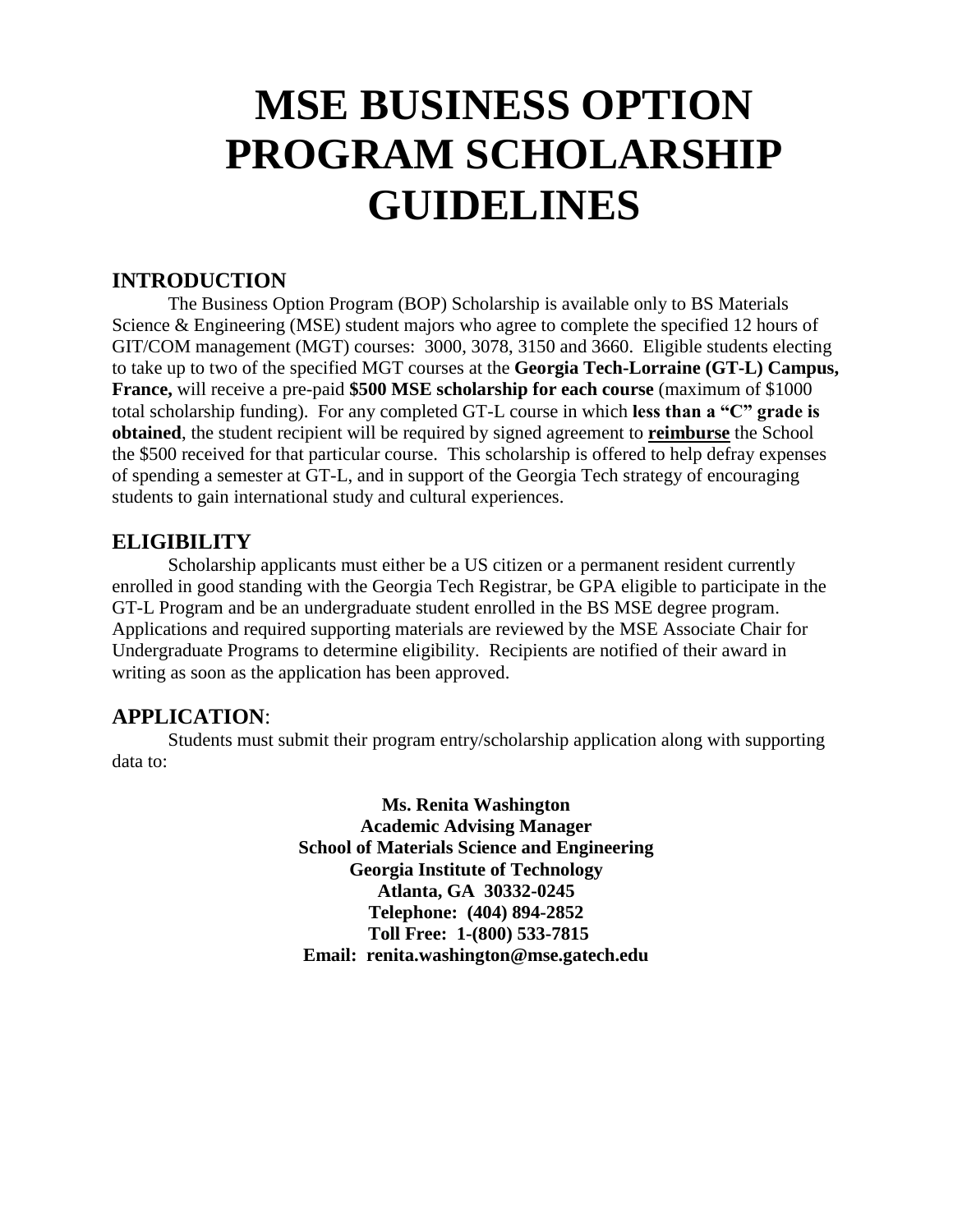# MSE BUSINESS OPTION PROGRAM SCHOLARSHIP GUIDELINES

## INTRODUCTION

The Business Option Program (BOP) Scholarship is available only to BS Materials Science & Engineering (MSE) student majors who agree to complete the specified 12 hours of GIT/COM management (MGT) courses: 3000, 3078, 3150 and 3660. Eligible students electing to take up to two of the specified MGT courses at the **Georgia Tech-Lorraine (GT-L) Campus, France,** will receive a pre-paid **$500 MSE scholarship for each course** (maximum of $1000 total scholarship funding). For any completed GT-L course in which **less than a "C" grade is obtained**, the student recipient will be required by signed agreement to **reimburse** the School the $500 received for that particular course. This scholarship is offered to help defray expenses of spending a semester at GT-L, and in support of the Georgia Tech strategy of encouraging students to gain international study and cultural experiences.

## ELIGIBILITY

Scholarship applicants must either be a US citizen or a permanent resident currently enrolled in good standing with the Georgia Tech Registrar, be GPA eligible to participate in the GT-L Program and be an undergraduate student enrolled in the BS MSE degree program. Applications and required supporting materials are reviewed by the MSE Associate Chair for Undergraduate Programs to determine eligibility. Recipients are notified of their award in writing as soon as the application has been approved.

## APPLICATION:

Students must submit their program entry/scholarship application along with supporting data to:

**Ms. Renita Washington**
**Academic Advising Manager**
**School of Materials Science and Engineering**
**Georgia Institute of Technology**
**Atlanta, GA 30332-0245**
**Telephone: (404) 894-2852**
**Toll Free: 1-(800) 533-7815**
**Email: renita.washington@mse.gatech.edu**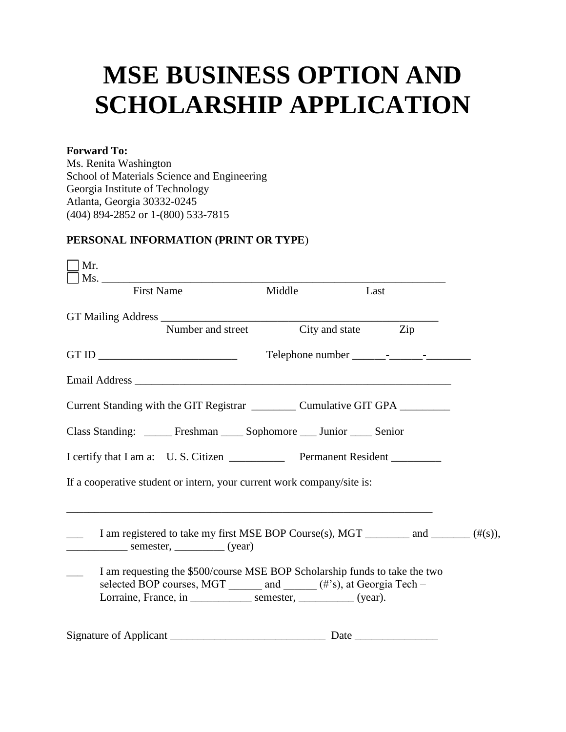# MSE BUSINESS OPTION AND SCHOLARSHIP APPLICATION

**Forward To:**
Ms. Renita Washington
School of Materials Science and Engineering
Georgia Institute of Technology
Atlanta, Georgia 30332-0245
(404) 894-2852 or 1-(800) 533-7815

**PERSONAL INFORMATION (PRINT OR TYPE**)

☐ Mr.
☐ Ms. ________________________________________________________________
First Name Middle Last

GT Mailing Address ______________________________________________________
Number and street City and state Zip

GT ID _________________________ Telephone number ______-______-________

Email Address ___________________________________________________________

Current Standing with the GIT Registrar ________ Cumulative GIT GPA _________

Class Standing: _____ Freshman ____ Sophomore ___ Junior ____ Senior

I certify that I am a: U. S. Citizen __________ Permanent Resident _________

If a cooperative student or intern, your current work company/site is:

_____________________________________________________________________

___ I am registered to take my first MSE BOP Course(s), MGT ________ and _______ (#(s)), ___________ semester, _________ (year)

___ I am requesting the $500/course MSE BOP Scholarship funds to take the two selected BOP courses, MGT ______ and ______ (#'s), at Georgia Tech – Lorraine, France, in ___________ semester, __________ (year).

Signature of Applicant ____________________________ Date _______________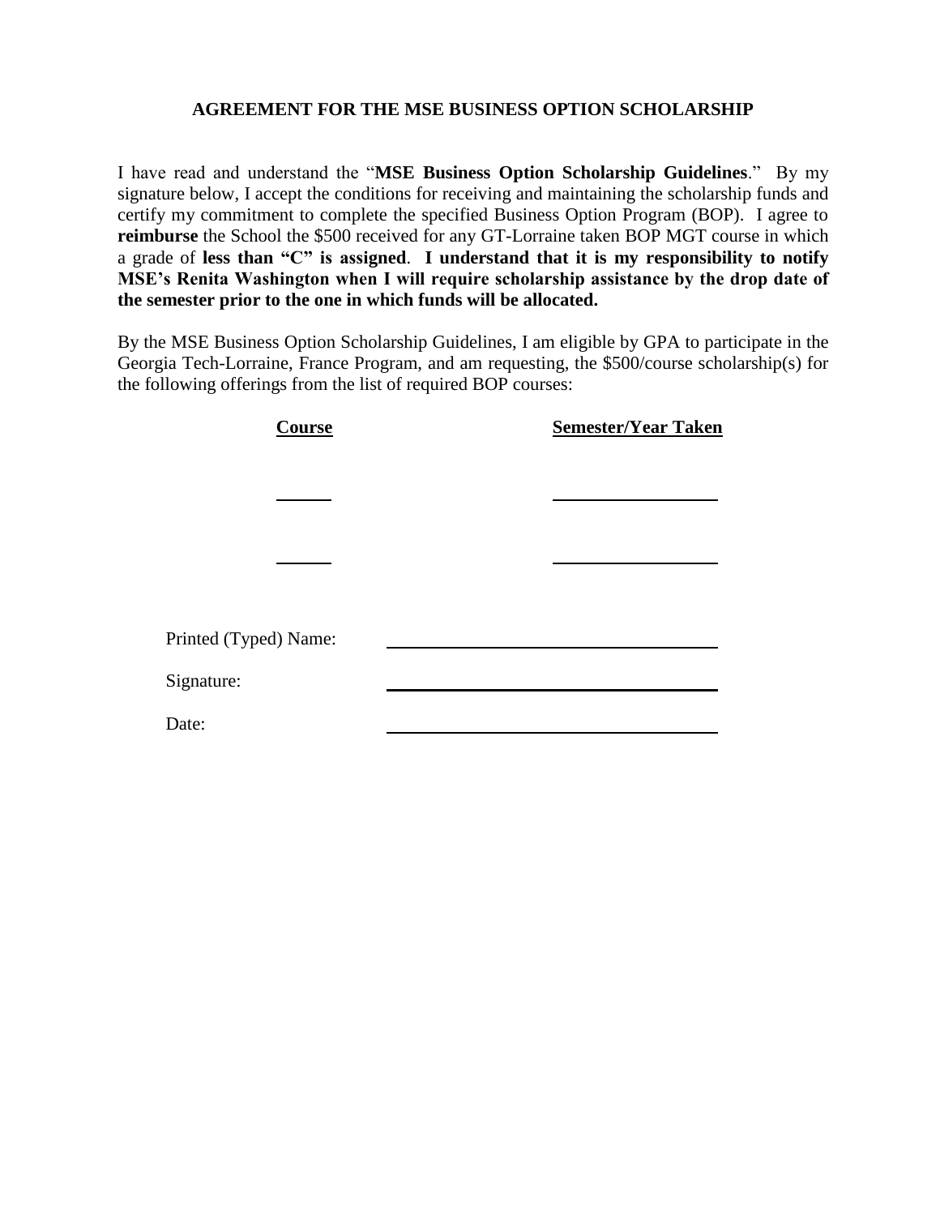## AGREEMENT FOR THE MSE BUSINESS OPTION SCHOLARSHIP

I have read and understand the "**MSE Business Option Scholarship Guidelines**." By my signature below, I accept the conditions for receiving and maintaining the scholarship funds and certify my commitment to complete the specified Business Option Program (BOP). I agree to **reimburse** the School the $500 received for any GT-Lorraine taken BOP MGT course in which a grade of **less than "C" is assigned**. **I understand that it is my responsibility to notify MSE's Renita Washington when I will require scholarship assistance by the drop date of the semester prior to the one in which funds will be allocated.**

By the MSE Business Option Scholarship Guidelines, I am eligible by GPA to participate in the Georgia Tech-Lorraine, France Program, and am requesting, the $500/course scholarship(s) for the following offerings from the list of required BOP courses:

| Course | Semester/Year Taken |
| --- | --- |
| ______ | __________________ |
| ______ | __________________ |

Printed (Typed) Name: ____________________________________

Signature: ____________________________________

Date: ____________________________________